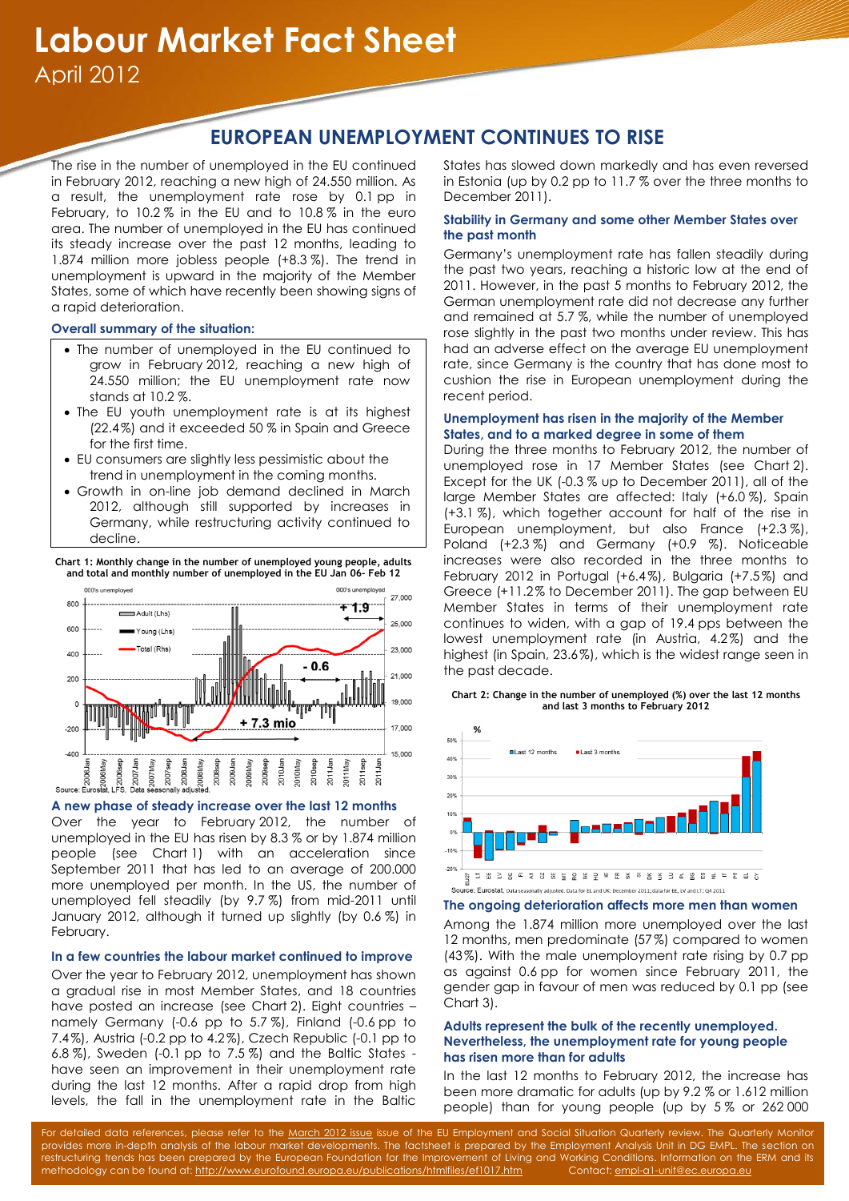# Labour Market Fact Sheet

April 2012

## EUROPEAN UNEMPLOYMENT CONTINUES TO RISE

The rise in the number of unemployed in the EU continued in February 2012, reaching a new high of 24.550 million. As a result, the unemployment rate rose by 0.1 pp in February, to 10.2 % in the EU and to 10.8 % in the euro area. The number of unemployed in the EU has continued its steady increase over the past 12 months, leading to 1.874 million more jobless people (+8.3 %). The trend in unemployment is upward in the majority of the Member States, some of which have recently been showing signs of a rapid deterioration.

### Overall summary of the situation:

- The number of unemployed in the EU continued to grow in February 2012, reaching a new high of 24.550 million; the EU unemployment rate now stands at 10.2 %.
- The EU youth unemployment rate is at its highest (22.4 %) and it exceeded 50 % in Spain and Greece for the first time.
- EU consumers are slightly less pessimistic about the trend in unemployment in the coming months.
- Growth in on-line job demand declined in March 2012, although still supported by increases in Germany, while restructuring activity continued to decline.

**Chart 1: Monthly change in the number of unemployed young people, adults and total and monthly number of unemployed in the EU Jan 06- Feb 12**

Source: Eurostat, LFS. Data seasonally adjusted.

### A new phase of steady increase over the last 12 months

Over the year to February 2012, the number of unemployed in the EU has risen by 8.3 % or by 1.874 million people (see Chart 1) with an acceleration since September 2011 that has led to an average of 200.000 more unemployed per month. In the US, the number of unemployed fell steadily (by 9.7 %) from mid-2011 until January 2012, although it turned up slightly (by 0.6 %) in February.

### In a few countries the labour market continued to improve

Over the year to February 2012, unemployment has shown a gradual rise in most Member States, and 18 countries have posted an increase (see Chart 2). Eight countries – namely Germany (-0.6 pp to 5.7 %), Finland (-0.6 pp to 7.4 %), Austria (-0.2 pp to 4.2 %), Czech Republic (-0.1 pp to 6.8 %), Sweden (-0.1 pp to 7.5 %) and the Baltic States - have seen an improvement in their unemployment rate during the last 12 months. After a rapid drop from high levels, the fall in the unemployment rate in the Baltic States has slowed down markedly and has even reversed in Estonia (up by 0.2 pp to 11.7 % over the three months to December 2011).

### Stability in Germany and some other Member States over the past month

Germany's unemployment rate has fallen steadily during the past two years, reaching a historic low at the end of 2011. However, in the past 5 months to February 2012, the German unemployment rate did not decrease any further and remained at 5.7 %, while the number of unemployed rose slightly in the past two months under review. This has had an adverse effect on the average EU unemployment rate, since Germany is the country that has done most to cushion the rise in European unemployment during the recent period.

### Unemployment has risen in the majority of the Member States, and to a marked degree in some of them

During the three months to February 2012, the number of unemployed rose in 17 Member States (see Chart 2). Except for the UK (-0.3 % up to December 2011), all of the large Member States are affected: Italy (+6.0 %), Spain (+3.1 %), which together account for half of the rise in European unemployment, but also France (+2.3 %), Poland (+2.3 %) and Germany (+0.9 %). Noticeable increases were also recorded in the three months to February 2012 in Portugal (+6.4 %), Bulgaria (+7.5 %) and Greece (+11.2 % to December 2011). The gap between EU Member States in terms of their unemployment rate continues to widen, with a gap of 19.4 pps between the lowest unemployment rate (in Austria, 4.2 %) and the highest (in Spain, 23.6 %), which is the widest range seen in the past decade.

**Chart 2: Change in the number of unemployed (%) over the last 12 months and last 3 months to February 2012**

Source: Eurostat, Data seasonally adjusted. Data for EL and UK: December 2011; data for EE, LV and LT: Q4 2011

### The ongoing deterioration affects more men than women

Among the 1.874 million more unemployed over the last 12 months, men predominate (57 %) compared to women (43 %). With the male unemployment rate rising by 0.7 pp as against 0.6 pp for women since February 2011, the gender gap in favour of men was reduced by 0.1 pp (see Chart 3).

### Adults represent the bulk of the recently unemployed. Nevertheless, the unemployment rate for young people has risen more than for adults

In the last 12 months to February 2012, the increase has been more dramatic for adults (up by 9.2 % or 1.612 million people) than for young people (up by 5 % or 262 000

For detailed data references, please refer to the March 2012 issue issue of the EU Employment and Social Situation Quarterly review. The Quarterly Monitor provides more in-depth analysis of the labour market developments. The factsheet is prepared by the Employment Analysis Unit in DG EMPL. The section on restructuring trends has been prepared by the European Foundation for the Improvement of Living and Working Conditions. Information on the ERM and its methodology can be found at: http://www.eurofound.europa.eu/publications/htmlfiles/ef1017.htm Contact: empl-a1-unit@ec.europa.eu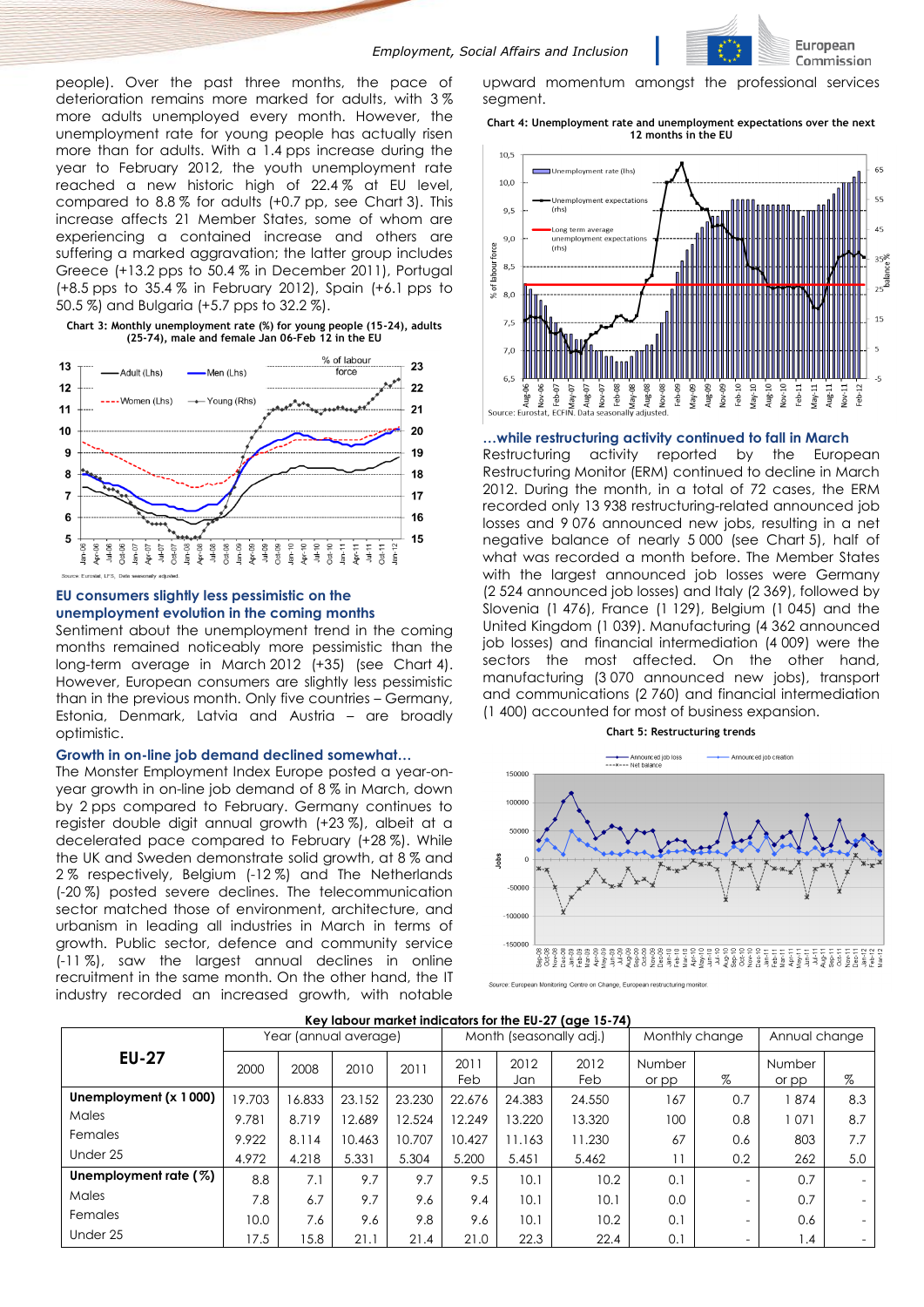people). Over the past three months, the pace of deterioration remains more marked for adults, with 3 % more adults unemployed every month. However, the unemployment rate for young people has actually risen more than for adults. With a 1.4 pps increase during the year to February 2012, the youth unemployment rate reached a new historic high of 22.4 % at EU level, compared to 8.8 % for adults (+0.7 pp, see Chart 3). This increase affects 21 Member States, some of whom are experiencing a contained increase and others are suffering a marked aggravation; the latter group includes Greece (+13.2 pps to 50.4 % in December 2011), Portugal (+8.5 pps to 35.4 % in February 2012), Spain (+6.1 pps to 50.5 %) and Bulgaria (+5.7 pps to 32.2 %).

**Chart 3: Monthly unemployment rate (%) for young people (15-24), adults (25-74), male and female Jan 06-Feb 12 in the EU**

Adult (Lhs)
Men (Lhs)
Women (Lhs)
Young (Rhs)
% of labour force
13
12
11
10
9
8
7
6
5
23
22
21
20
19
18
17
16
15
Jan-06 Apr-06 Jul-06 Oct-06 Jan-07 Apr-07 Jul-07 Oct-07 Jan-08 Apr-08 Jul-08 Oct-08 Jan-09 Apr-09 Jul-09 Oct-09 Jan-10 Apr-10 Jul-10 Oct-10 Jan-11 Apr-11 Jul-11 Oct-11 Jan-12

Source: Eurostat, LFS. Data seasonally adjusted.

### EU consumers slightly less pessimistic on the unemployment evolution in the coming months

Sentiment about the unemployment trend in the coming months remained noticeably more pessimistic than the long-term average in March 2012 (+35) (see Chart 4). However, European consumers are slightly less pessimistic than in the previous month. Only five countries – Germany, Estonia, Denmark, Latvia and Austria – are broadly optimistic.

### Growth in on-line job demand declined somewhat…

The Monster Employment Index Europe posted a year-on-year growth in on-line job demand of 8 % in March, down by 2 pps compared to February. Germany continues to register double digit annual growth (+23 %), albeit at a decelerated pace compared to February (+28 %). While the UK and Sweden demonstrate solid growth, at 8 % and 2 % respectively, Belgium (-12 %) and The Netherlands (-20 %) posted severe declines. The telecommunication sector matched those of environment, architecture, and urbanism in leading all industries in March in terms of growth. Public sector, defence and community service (-11 %), saw the largest annual declines in online recruitment in the same month. On the other hand, the IT industry recorded an increased growth, with notable upward momentum amongst the professional services segment.

**Chart 4: Unemployment rate and unemployment expectations over the next 12 months in the EU**

Unemployment rate (lhs)
Unemployment expectations (rhs)
Long term average unemployment expectations (rhs)
% of labour force
balance
10,5
10,0
9,5
9,0
8,5
8,0
7,5
7,0
6,5
65
55
45
35
25
15
5
-5
Aug-06 Nov-06 Feb-07 May-07 Aug-07 Nov-07 Feb-08 May-08 Aug-08 Nov-08 Feb-09 May-09 Aug-09 Nov-09 Feb-10 May-10 Aug-10 Nov-10 Feb-11 May-11 Aug-11 Nov-11 Feb-12

Source: Eurostat, ECFIN. Data seasonally adjusted.

### …while restructuring activity continued to fall in March

Restructuring activity reported by the European Restructuring Monitor (ERM) continued to decline in March 2012. During the month, in a total of 72 cases, the ERM recorded only 13 938 restructuring-related announced job losses and 9 076 announced new jobs, resulting in a net negative balance of nearly 5 000 (see Chart 5), half of what was recorded a month before. The Member States with the largest announced job losses were Germany (2 524 announced job losses) and Italy (2 369), followed by Slovenia (1 476), France (1 129), Belgium (1 045) and the United Kingdom (1 039). Manufacturing (4 362 announced job losses) and financial intermediation (4 009) were the sectors the most affected. On the other hand, manufacturing (3 070 announced new jobs), transport and communications (2 760) and financial intermediation (1 400) accounted for most of business expansion.

**Chart 5: Restructuring trends**

Announced job loss
Announced job creation
Net balance
Jobs
150000
100000
50000
0
-50000
-100000
-150000
Sep-08 Oct-08 Nov-08 Dec-08 Jan-09 Feb-09 Mar-09 Apr-09 May-09 Jun-09 Jul-09 Aug-09 Sep-09 Oct-09 Nov-09 Dec-09 Jan-10 Feb-10 Mar-10 Apr-10 May-10 Jun-10 Jul-10 Aug-10 Sep-10 Oct-10 Nov-10 Dec-10 Jan-11 Feb-11 Mar-11 Apr-11 May-11 Jun-11 Jul-11 Aug-11 Sep-11 Oct-11 Nov-11 Dec-11 Jan-12 Feb-12 Mar-12

Source: European Monitoring Centre on Change, European restructuring monitor.

**Key labour market indicators for the EU-27 (age 15-74)**

| EU-27 | Year (annual average) | | | | Month (seasonally adj.) | | | Monthly change | | Annual change | |
|---|---|---|---|---|---|---|---|---|---|---|---|
| | 2000 | 2008 | 2010 | 2011 | 2011 Feb | 2012 Jan | 2012 Feb | Number or pp | % | Number or pp | % |
| **Unemployment (x 1 000)** | 19.703 | 16.833 | 23.152 | 23.230 | 22.676 | 24.383 | 24.550 | 167 | 0.7 | 1 874 | 8.3 |
| Males | 9.781 | 8.719 | 12.689 | 12.524 | 12.249 | 13.220 | 13.320 | 100 | 0.8 | 1 071 | 8.7 |
| Females | 9.922 | 8.114 | 10.463 | 10.707 | 10.427 | 11.163 | 11.230 | 67 | 0.6 | 803 | 7.7 |
| Under 25 | 4.972 | 4.218 | 5.331 | 5.304 | 5.200 | 5.451 | 5.462 | 11 | 0.2 | 262 | 5.0 |
| **Unemployment rate (%)** | 8.8 | 7.1 | 9.7 | 9.7 | 9.5 | 10.1 | 10.2 | 0.1 | - | 0.7 | - |
| Males | 7.8 | 6.7 | 9.7 | 9.6 | 9.4 | 10.1 | 10.1 | 0.0 | - | 0.7 | - |
| Females | 10.0 | 7.6 | 9.6 | 9.8 | 9.6 | 10.1 | 10.2 | 0.1 | - | 0.6 | - |
| Under 25 | 17.5 | 15.8 | 21.1 | 21.4 | 21.0 | 22.3 | 22.4 | 0.1 | - | 1.4 | - |